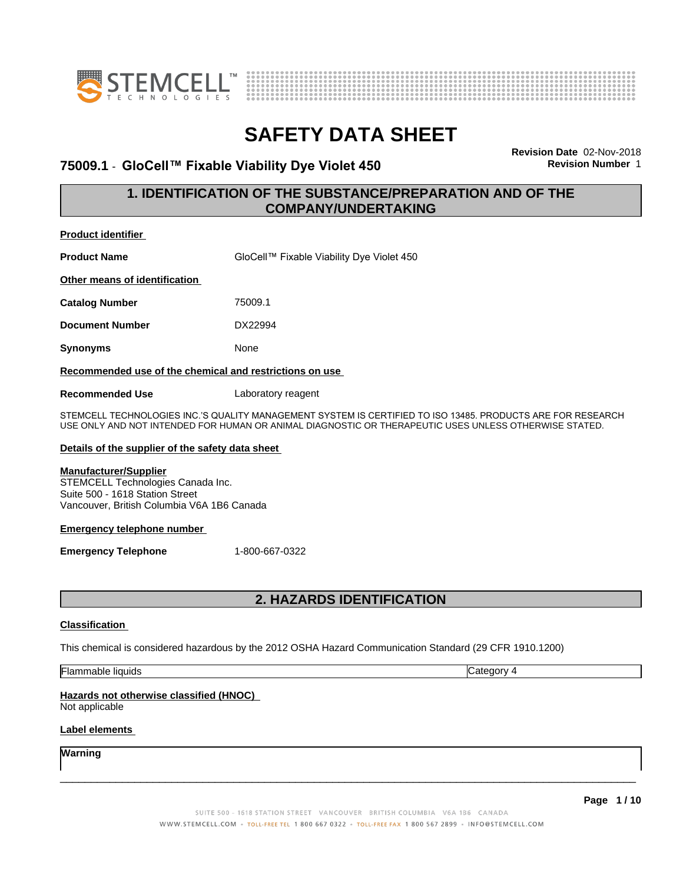# SAFETY DATA SHEET

**75009.1 - GloCell™ Fixable Viability Dye Violet 450**

**Revision Date** 02-Nov-2018
**Revision Number** 1

## 1. IDENTIFICATION OF THE SUBSTANCE/PREPARATION AND OF THE COMPANY/UNDERTAKING

**Product identifier**

**Product Name** GloCell™ Fixable Viability Dye Violet 450

**Other means of identification**

**Catalog Number** 75009.1

**Document Number** DX22994

**Synonyms** None

**Recommended use of the chemical and restrictions on use**

**Recommended Use** Laboratory reagent

STEMCELL TECHNOLOGIES INC.'S QUALITY MANAGEMENT SYSTEM IS CERTIFIED TO ISO 13485. PRODUCTS ARE FOR RESEARCH USE ONLY AND NOT INTENDED FOR HUMAN OR ANIMAL DIAGNOSTIC OR THERAPEUTIC USES UNLESS OTHERWISE STATED.

**Details of the supplier of the safety data sheet**

**Manufacturer/Supplier**
STEMCELL Technologies Canada Inc.
Suite 500 - 1618 Station Street
Vancouver, British Columbia V6A 1B6 Canada

**Emergency telephone number**

**Emergency Telephone** 1-800-667-0322

## 2. HAZARDS IDENTIFICATION

**Classification**

This chemical is considered hazardous by the 2012 OSHA Hazard Communication Standard (29 CFR 1910.1200)

| Flammable liquids | Category 4 |
|---|---|

**Hazards not otherwise classified (HNOC)**
Not applicable

**Label elements**

**Warning**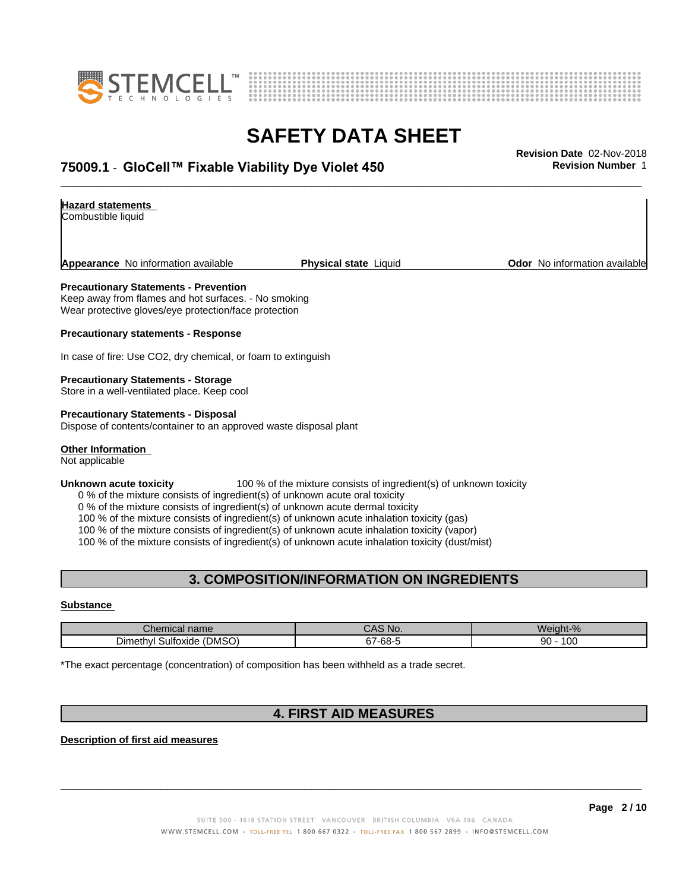**Hazard statements**
Combustible liquid

**Appearance** No information available **Physical state** Liquid **Odor** No information available

**Precautionary Statements - Prevention**
Keep away from flames and hot surfaces. - No smoking
Wear protective gloves/eye protection/face protection

**Precautionary statements - Response**

In case of fire: Use $CO_2$, dry chemical, or foam to extinguish

**Precautionary Statements - Storage**
Store in a well-ventilated place. Keep cool

**Precautionary Statements - Disposal**
Dispose of contents/container to an approved waste disposal plant

**Other Information**
Not applicable

**Unknown acute toxicity** 100 % of the mixture consists of ingredient(s) of unknown toxicity
0 % of the mixture consists of ingredient(s) of unknown acute oral toxicity
0 % of the mixture consists of ingredient(s) of unknown acute dermal toxicity
100 % of the mixture consists of ingredient(s) of unknown acute inhalation toxicity (gas)
100 % of the mixture consists of ingredient(s) of unknown acute inhalation toxicity (vapor)
100 % of the mixture consists of ingredient(s) of unknown acute inhalation toxicity (dust/mist)

## 3. COMPOSITION/INFORMATION ON INGREDIENTS

**Substance**

| Chemical name | CAS No. | Weight-% |
|---|---|---|
| Dimethyl Sulfoxide (DMSO) | 67-68-5 | 90 - 100 |

*The exact percentage (concentration) of composition has been withheld as a trade secret.

## 4. FIRST AID MEASURES

**Description of first aid measures**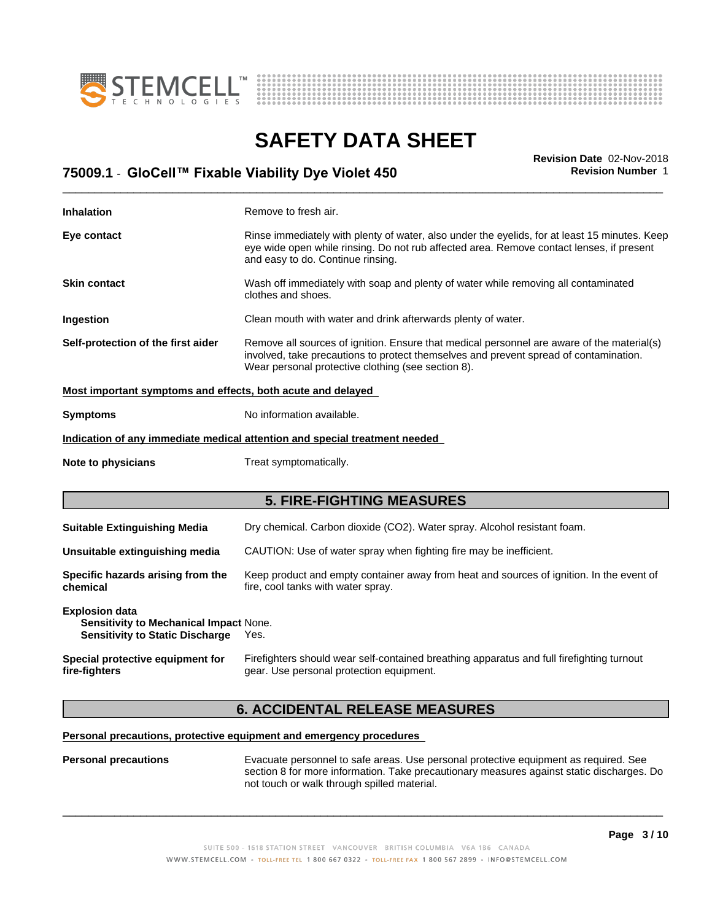**Inhalation** Remove to fresh air.

**Eye contact** Rinse immediately with plenty of water, also under the eyelids, for at least 15 minutes. Keep eye wide open while rinsing. Do not rub affected area. Remove contact lenses, if present and easy to do. Continue rinsing.

**Skin contact** Wash off immediately with soap and plenty of water while removing all contaminated clothes and shoes.

**Ingestion** Clean mouth with water and drink afterwards plenty of water.

**Self-protection of the first aider** Remove all sources of ignition. Ensure that medical personnel are aware of the material(s) involved, take precautions to protect themselves and prevent spread of contamination. Wear personal protective clothing (see section 8).

**Most important symptoms and effects, both acute and delayed**

**Symptoms** No information available.

**Indication of any immediate medical attention and special treatment needed**

**Note to physicians** Treat symptomatically.

## 5. FIRE-FIGHTING MEASURES

**Suitable Extinguishing Media** Dry chemical. Carbon dioxide ($CO_2$). Water spray. Alcohol resistant foam.

**Unsuitable extinguishing media** CAUTION: Use of water spray when fighting fire may be inefficient.

**Specific hazards arising from the chemical** Keep product and empty container away from heat and sources of ignition. In the event of fire, cool tanks with water spray.

**Explosion data**
**Sensitivity to Mechanical Impact** None.
**Sensitivity to Static Discharge** Yes.

**Special protective equipment for fire-fighters** Firefighters should wear self-contained breathing apparatus and full firefighting turnout gear. Use personal protection equipment.

## 6. ACCIDENTAL RELEASE MEASURES

**Personal precautions, protective equipment and emergency procedures**

**Personal precautions** Evacuate personnel to safe areas. Use personal protective equipment as required. See section 8 for more information. Take precautionary measures against static discharges. Do not touch or walk through spilled material.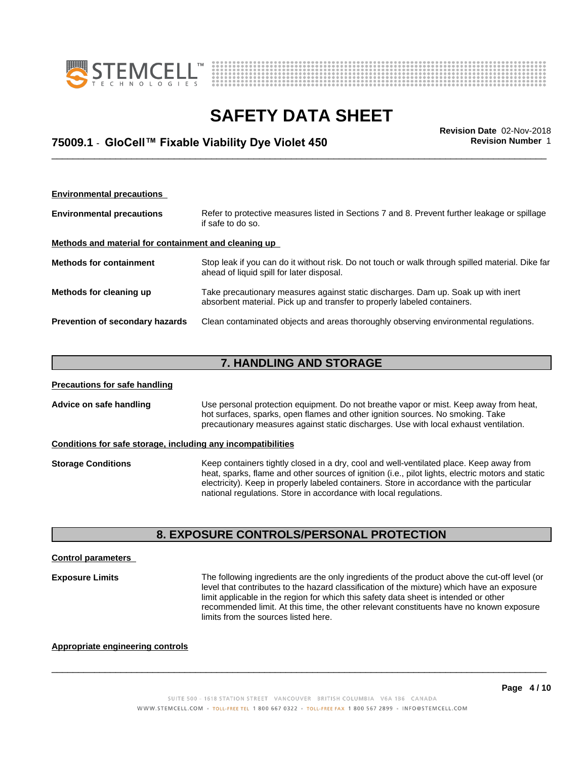**Environmental precautions**

| | |
|---|---|
| **Environmental precautions** | Refer to protective measures listed in Sections 7 and 8. Prevent further leakage or spillage if safe to do so. |

**Methods and material for containment and cleaning up**

| | |
|---|---|
| **Methods for containment** | Stop leak if you can do it without risk. Do not touch or walk through spilled material. Dike far ahead of liquid spill for later disposal. |
| **Methods for cleaning up** | Take precautionary measures against static discharges. Dam up. Soak up with inert absorbent material. Pick up and transfer to properly labeled containers. |
| **Prevention of secondary hazards** | Clean contaminated objects and areas thoroughly observing environmental regulations. |

## 7. HANDLING AND STORAGE

**Precautions for safe handling**

| | |
|---|---|
| **Advice on safe handling** | Use personal protection equipment. Do not breathe vapor or mist. Keep away from heat, hot surfaces, sparks, open flames and other ignition sources. No smoking. Take precautionary measures against static discharges. Use with local exhaust ventilation. |

**Conditions for safe storage, including any incompatibilities**

| | |
|---|---|
| **Storage Conditions** | Keep containers tightly closed in a dry, cool and well-ventilated place. Keep away from heat, sparks, flame and other sources of ignition (i.e., pilot lights, electric motors and static electricity). Keep in properly labeled containers. Store in accordance with the particular national regulations. Store in accordance with local regulations. |

## 8. EXPOSURE CONTROLS/PERSONAL PROTECTION

**Control parameters**

| | |
|---|---|
| **Exposure Limits** | The following ingredients are the only ingredients of the product above the cut-off level (or level that contributes to the hazard classification of the mixture) which have an exposure limit applicable in the region for which this safety data sheet is intended or other recommended limit. At this time, the other relevant constituents have no known exposure limits from the sources listed here. |

**Appropriate engineering controls**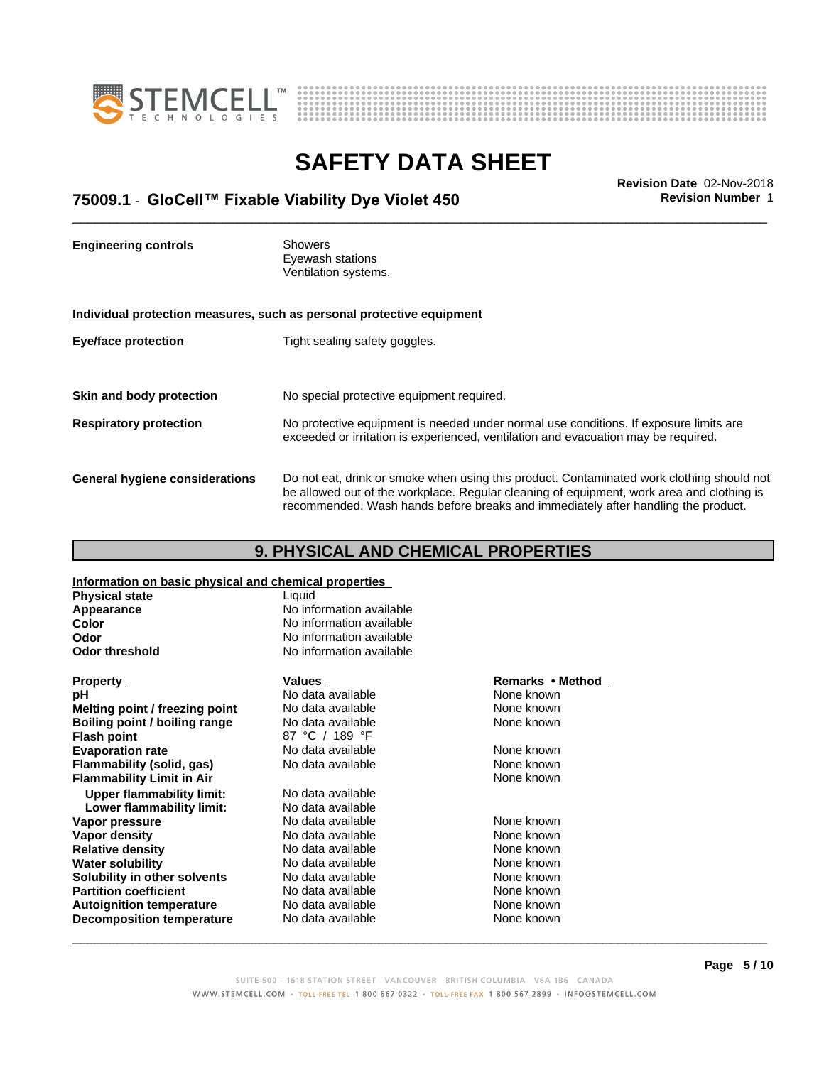| | |
|---|---|
| **Engineering controls** | Showers<br>Eyewash stations<br>Ventilation systems. |

**Individual protection measures, such as personal protective equipment**

| | |
|---|---|
| **Eye/face protection** | Tight sealing safety goggles. |
| **Skin and body protection** | No special protective equipment required. |
| **Respiratory protection** | No protective equipment is needed under normal use conditions. If exposure limits are exceeded or irritation is experienced, ventilation and evacuation may be required. |
| **General hygiene considerations** | Do not eat, drink or smoke when using this product. Contaminated work clothing should not be allowed out of the workplace. Regular cleaning of equipment, work area and clothing is recommended. Wash hands before breaks and immediately after handling the product. |

## 9. PHYSICAL AND CHEMICAL PROPERTIES

**Information on basic physical and chemical properties**

| | |
|---|---|
| **Physical state** | Liquid |
| **Appearance** | No information available |
| **Color** | No information available |
| **Odor** | No information available |
| **Odor threshold** | No information available |

| Property | Values | Remarks • Method |
|---|---|---|
| **pH** | No data available | None known |
| **Melting point / freezing point** | No data available | None known |
| **Boiling point / boiling range** | No data available | None known |
| **Flash point** | 87 °C / 189 °F | |
| **Evaporation rate** | No data available | None known |
| **Flammability (solid, gas)** | No data available | None known |
| **Flammability Limit in Air** | | None known |
| **Upper flammability limit:** | No data available | |
| **Lower flammability limit:** | No data available | |
| **Vapor pressure** | No data available | None known |
| **Vapor density** | No data available | None known |
| **Relative density** | No data available | None known |
| **Water solubility** | No data available | None known |
| **Solubility in other solvents** | No data available | None known |
| **Partition coefficient** | No data available | None known |
| **Autoignition temperature** | No data available | None known |
| **Decomposition temperature** | No data available | None known |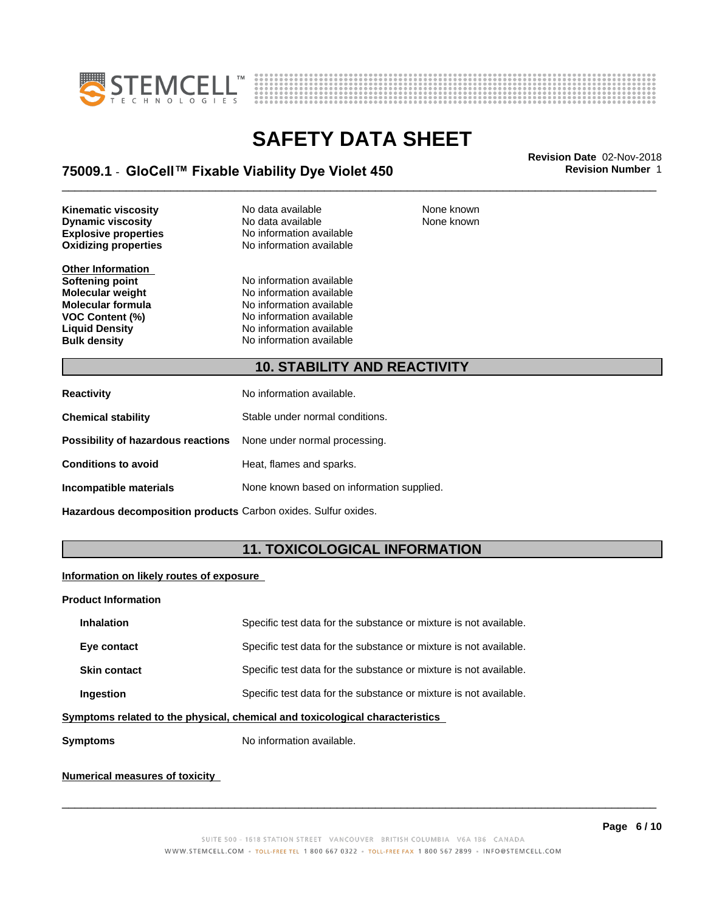| | | |
|---|---|---|
| **Kinematic viscosity** | No data available | None known |
| **Dynamic viscosity** | No data available | None known |
| **Explosive properties** | No information available | |
| **Oxidizing properties** | No information available | |

**Other Information**

| | |
|---|---|
| **Softening point** | No information available |
| **Molecular weight** | No information available |
| **Molecular formula** | No information available |
| **VOC Content (%)** | No information available |
| **Liquid Density** | No information available |
| **Bulk density** | No information available |

## 10. STABILITY AND REACTIVITY

**Reactivity** No information available.

**Chemical stability** Stable under normal conditions.

**Possibility of hazardous reactions** None under normal processing.

**Conditions to avoid** Heat, flames and sparks.

**Incompatible materials** None known based on information supplied.

**Hazardous decomposition products** Carbon oxides. Sulfur oxides.

## 11. TOXICOLOGICAL INFORMATION

**Information on likely routes of exposure**

**Product Information**

**Inhalation** Specific test data for the substance or mixture is not available.

**Eye contact** Specific test data for the substance or mixture is not available.

**Skin contact** Specific test data for the substance or mixture is not available.

**Ingestion** Specific test data for the substance or mixture is not available.

**Symptoms related to the physical, chemical and toxicological characteristics**

**Symptoms** No information available.

**Numerical measures of toxicity**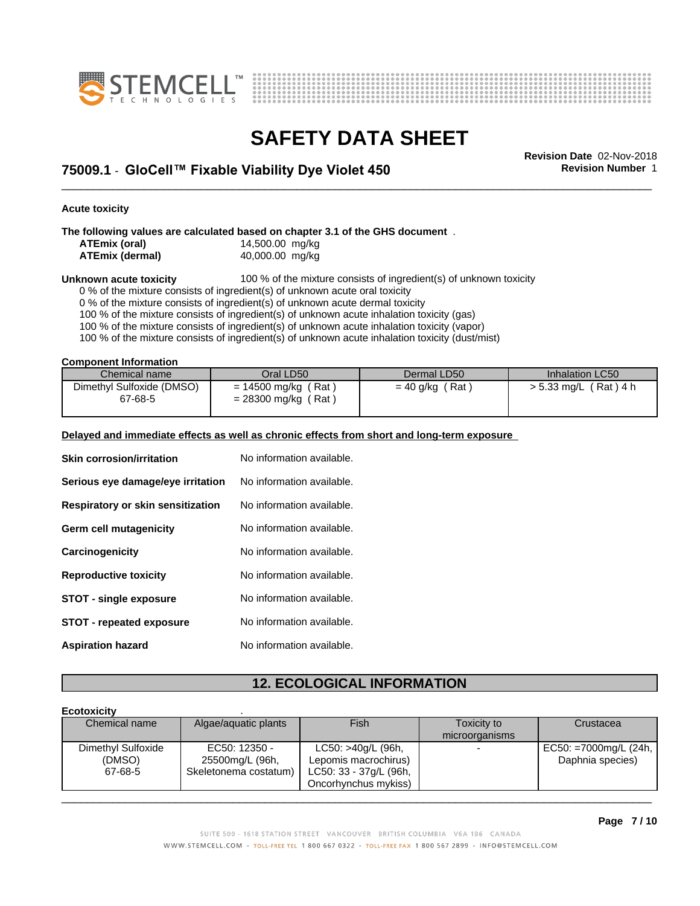**Acute toxicity**

**The following values are calculated based on chapter 3.1 of the GHS document** .

| | |
|---|---|
| **ATEmix (oral)** | 14,500.00 mg/kg |
| **ATEmix (dermal)** | 40,000.00 mg/kg |

**Unknown acute toxicity** 100 % of the mixture consists of ingredient(s) of unknown toxicity

0 % of the mixture consists of ingredient(s) of unknown acute oral toxicity
0 % of the mixture consists of ingredient(s) of unknown acute dermal toxicity
100 % of the mixture consists of ingredient(s) of unknown acute inhalation toxicity (gas)
100 % of the mixture consists of ingredient(s) of unknown acute inhalation toxicity (vapor)
100 % of the mixture consists of ingredient(s) of unknown acute inhalation toxicity (dust/mist)

**Component Information**

| Chemical name | Oral LD50 | Dermal LD50 | Inhalation LC50 |
|---|---|---|---|
| Dimethyl Sulfoxide (DMSO) 67-68-5 | = 14500 mg/kg ( Rat ) = 28300 mg/kg ( Rat ) | = 40 g/kg ( Rat ) | > 5.33 mg/L ( Rat ) 4 h |

**Delayed and immediate effects as well as chronic effects from short and long-term exposure**

| | |
|---|---|
| **Skin corrosion/irritation** | No information available. |
| **Serious eye damage/eye irritation** | No information available. |
| **Respiratory or skin sensitization** | No information available. |
| **Germ cell mutagenicity** | No information available. |
| **Carcinogenicity** | No information available. |
| **Reproductive toxicity** | No information available. |
| **STOT - single exposure** | No information available. |
| **STOT - repeated exposure** | No information available. |
| **Aspiration hazard** | No information available. |

## 12. ECOLOGICAL INFORMATION

**Ecotoxicity** .

| Chemical name | Algae/aquatic plants | Fish | Toxicity to microorganisms | Crustacea |
|---|---|---|---|---|
| Dimethyl Sulfoxide (DMSO) 67-68-5 | EC50: 12350 - 25500mg/L (96h, Skeletonema costatum) | LC50: >40g/L (96h, Lepomis macrochirus) LC50: 33 - 37g/L (96h, Oncorhynchus mykiss) | - | EC50: =7000mg/L (24h, Daphnia species) |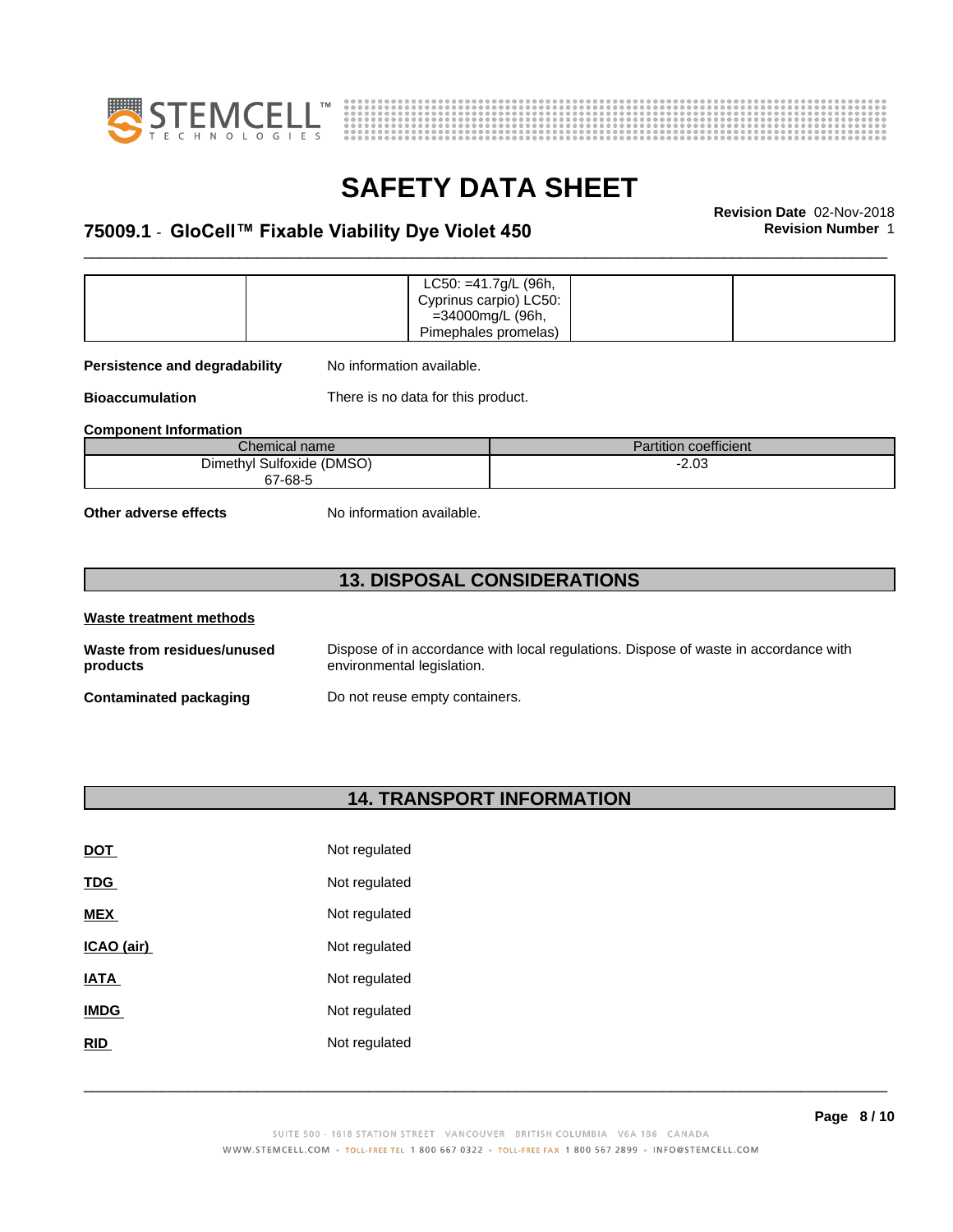| | | LC50: =41.7g/L (96h, Cyprinus carpio) LC50: =34000mg/L (96h, Pimephales promelas) | | |
|---|---|---|---|---|

**Persistence and degradability** No information available.

**Bioaccumulation** There is no data for this product.

**Component Information**

| Chemical name | Partition coefficient |
|---|---|
| Dimethyl Sulfoxide (DMSO) 67-68-5 | -2.03 |

**Other adverse effects** No information available.

## 13. DISPOSAL CONSIDERATIONS

**Waste treatment methods**

**Waste from residues/unused products** Dispose of in accordance with local regulations. Dispose of waste in accordance with environmental legislation.

**Contaminated packaging** Do not reuse empty containers.

## 14. TRANSPORT INFORMATION

**DOT** Not regulated

**TDG** Not regulated

**MEX** Not regulated

**ICAO (air)** Not regulated

**IATA** Not regulated

**IMDG** Not regulated

**RID** Not regulated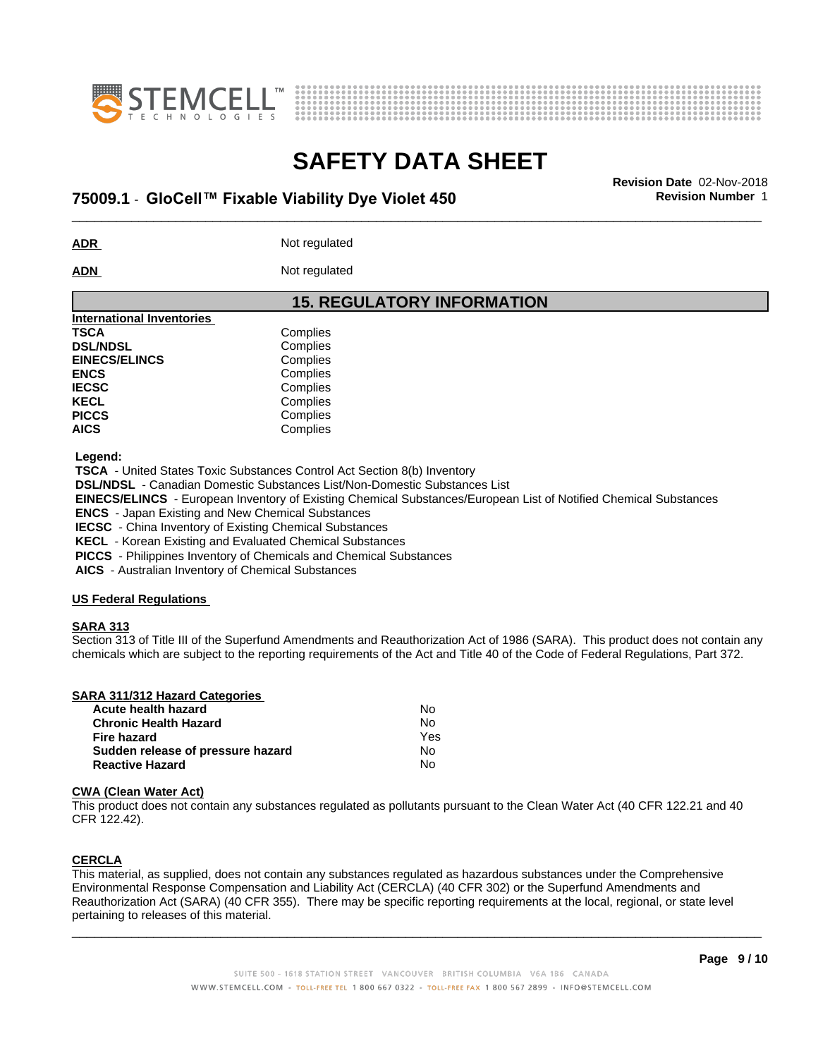**ADR** Not regulated

**ADN** Not regulated

## 15. REGULATORY INFORMATION

**International Inventories**

| | |
|---|---|
| **TSCA** | Complies |
| **DSL/NDSL** | Complies |
| **EINECS/ELINCS** | Complies |
| **ENCS** | Complies |
| **IECSC** | Complies |
| **KECL** | Complies |
| **PICCS** | Complies |
| **AICS** | Complies |

**Legend:**

**TSCA** - United States Toxic Substances Control Act Section 8(b) Inventory
**DSL/NDSL** - Canadian Domestic Substances List/Non-Domestic Substances List
**EINECS/ELINCS** - European Inventory of Existing Chemical Substances/European List of Notified Chemical Substances
**ENCS** - Japan Existing and New Chemical Substances
**IECSC** - China Inventory of Existing Chemical Substances
**KECL** - Korean Existing and Evaluated Chemical Substances
**PICCS** - Philippines Inventory of Chemicals and Chemical Substances
**AICS** - Australian Inventory of Chemical Substances

**US Federal Regulations**

**SARA 313**
Section 313 of Title III of the Superfund Amendments and Reauthorization Act of 1986 (SARA). This product does not contain any chemicals which are subject to the reporting requirements of the Act and Title 40 of the Code of Federal Regulations, Part 372.

**SARA 311/312 Hazard Categories**

| | |
|---|---|
| **Acute health hazard** | No |
| **Chronic Health Hazard** | No |
| **Fire hazard** | Yes |
| **Sudden release of pressure hazard** | No |
| **Reactive Hazard** | No |

**CWA (Clean Water Act)**
This product does not contain any substances regulated as pollutants pursuant to the Clean Water Act (40 CFR 122.21 and 40 CFR 122.42).

**CERCLA**
This material, as supplied, does not contain any substances regulated as hazardous substances under the Comprehensive Environmental Response Compensation and Liability Act (CERCLA) (40 CFR 302) or the Superfund Amendments and Reauthorization Act (SARA) (40 CFR 355). There may be specific reporting requirements at the local, regional, or state level pertaining to releases of this material.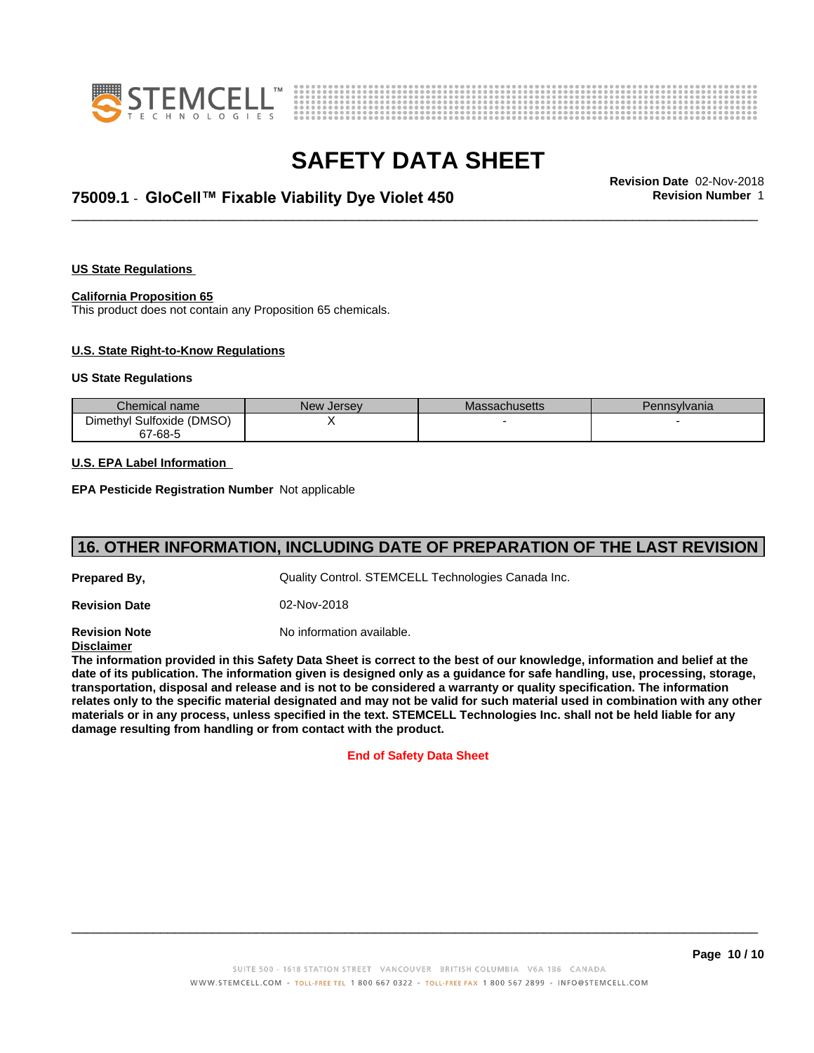**US State Regulations**

**California Proposition 65**

This product does not contain any Proposition 65 chemicals.

**U.S. State Right-to-Know Regulations**

**US State Regulations**

| Chemical name | New Jersey | Massachusetts | Pennsylvania |
|---|---|---|---|
| Dimethyl Sulfoxide (DMSO) 67-68-5 | X | - | - |

**U.S. EPA Label Information**

**EPA Pesticide Registration Number** Not applicable

## 16. OTHER INFORMATION, INCLUDING DATE OF PREPARATION OF THE LAST REVISION

**Prepared By,** Quality Control. STEMCELL Technologies Canada Inc.

**Revision Date** 02-Nov-2018

**Revision Note** No information available.

**Disclaimer**

**The information provided in this Safety Data Sheet is correct to the best of our knowledge, information and belief at the date of its publication. The information given is designed only as a guidance for safe handling, use, processing, storage, transportation, disposal and release and is not to be considered a warranty or quality specification. The information relates only to the specific material designated and may not be valid for such material used in combination with any other materials or in any process, unless specified in the text. STEMCELL Technologies Inc. shall not be held liable for any damage resulting from handling or from contact with the product.**

**End of Safety Data Sheet**